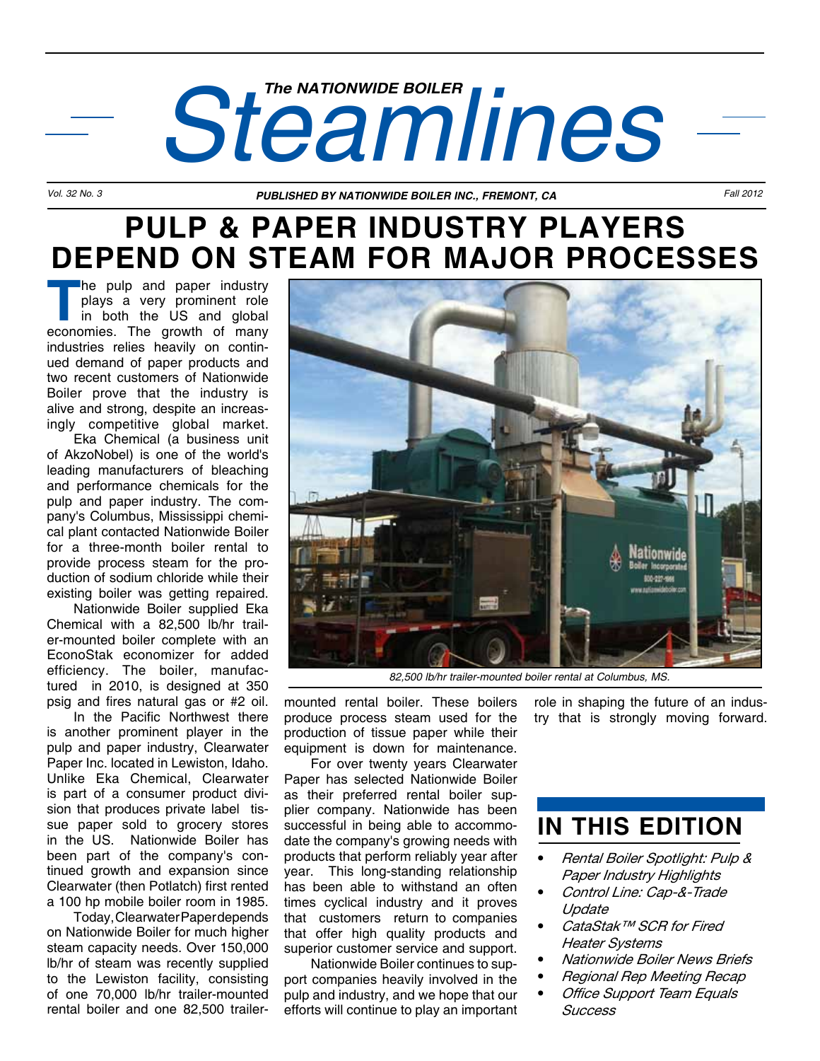# The NATIONWIDE BOILER Steamlines

Vol. 32 No. 3 — PUBLISHED BY NATIONWIDE BOILER INC., FREMONT, CA — Fall 2012

## PULP & PAPER INDUSTRY PLAYERS DEPEND ON STEAM FOR MAJOR PROCESSES

The pulp and paper industry plays a very prominent role in both the US and global economies. The growth of many industries relies heavily on continued demand of paper products and two recent customers of Nationwide Boiler prove that the industry is alive and strong, despite an increasingly competitive global market.

Eka Chemical (a business unit of AkzoNobel) is one of the world's leading manufacturers of bleaching and performance chemicals for the pulp and paper industry. The company's Columbus, Mississippi chemical plant contacted Nationwide Boiler for a three-month boiler rental to provide process steam for the production of sodium chloride while their existing boiler was getting repaired.

Nationwide Boiler supplied Eka Chemical with a 82,500 lb/hr trailer-mounted boiler complete with an EconoStak economizer for added efficiency. The boiler, manufactured in 2010, is designed at 350 psig and fires natural gas or #2 oil.

In the Pacific Northwest there is another prominent player in the pulp and paper industry, Clearwater Paper Inc. located in Lewiston, Idaho. Unlike Eka Chemical, Clearwater is part of a consumer product division that produces private label tissue paper sold to grocery stores in the US. Nationwide Boiler has been part of the company's continued growth and expansion since Clearwater (then Potlatch) first rented a 100 hp mobile boiler room in 1985.

Today, Clearwater Paper depends on Nationwide Boiler for much higher steam capacity needs. Over 150,000 lb/hr of steam was recently supplied to the Lewiston facility, consisting of one 70,000 lb/hr trailer-mounted rental boiler and one 82,500 trailer-mounted rental boiler. These boilers produce process steam used for the production of tissue paper while their equipment is down for maintenance.

*82,500 lb/hr trailer-mounted boiler rental at Columbus, MS.*

For over twenty years Clearwater Paper has selected Nationwide Boiler as their preferred rental boiler supplier company. Nationwide has been successful in being able to accommodate the company's growing needs with products that perform reliably year after year. This long-standing relationship has been able to withstand an often times cyclical industry and it proves that customers return to companies that offer high quality products and superior customer service and support.

Nationwide Boiler continues to support companies heavily involved in the pulp and industry, and we hope that our efforts will continue to play an important role in shaping the future of an industry that is strongly moving forward.

## IN THIS EDITION

- *Rental Boiler Spotlight: Pulp & Paper Industry Highlights*
- *Control Line: Cap-&-Trade Update*
- *CataStak™ SCR for Fired Heater Systems*
- *Nationwide Boiler News Briefs*
- *Regional Rep Meeting Recap*
- *Office Support Team Equals Success*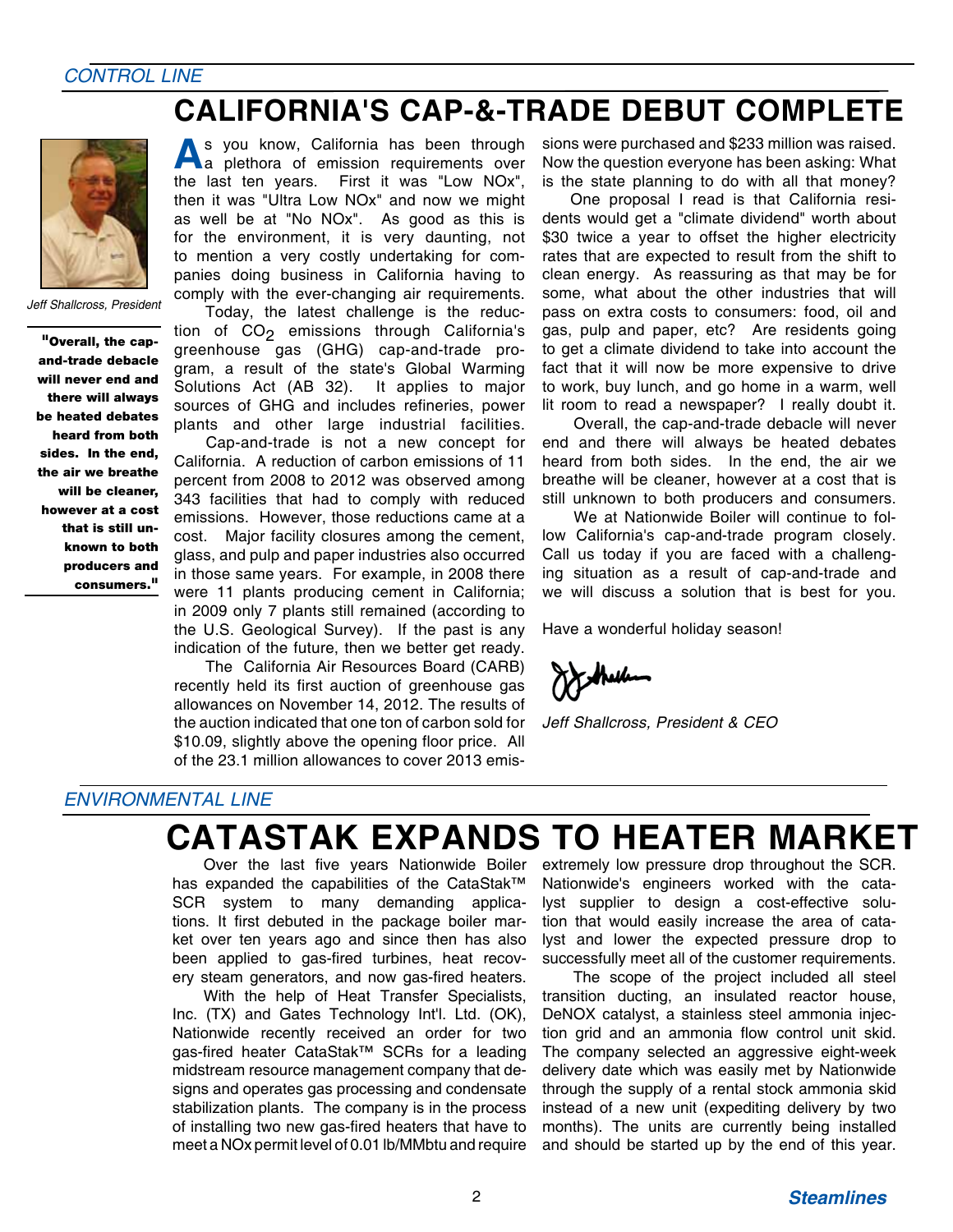*CONTROL LINE*

# CALIFORNIA'S CAP-&-TRADE DEBUT COMPLETE

*Jeff Shallcross, President*

**"Overall, the cap-and-trade debacle will never end and there will always be heated debates heard from both sides. In the end, the air we breathe will be cleaner, however at a cost that is still unknown to both producers and consumers."**

As you know, California has been through a plethora of emission requirements over the last ten years. First it was "Low NOx", then it was "Ultra Low NOx" and now we might as well be at "No NOx". As good as this is for the environment, it is very daunting, not to mention a very costly undertaking for companies doing business in California having to comply with the ever-changing air requirements.

Today, the latest challenge is the reduction of $CO_2$ emissions through California's greenhouse gas (GHG) cap-and-trade program, a result of the state's Global Warming Solutions Act (AB 32). It applies to major sources of GHG and includes refineries, power plants and other large industrial facilities.

Cap-and-trade is not a new concept for California. A reduction of carbon emissions of 11 percent from 2008 to 2012 was observed among 343 facilities that had to comply with reduced emissions. However, those reductions came at a cost. Major facility closures among the cement, glass, and pulp and paper industries also occurred in those same years. For example, in 2008 there were 11 plants producing cement in California; in 2009 only 7 plants still remained (according to the U.S. Geological Survey). If the past is any indication of the future, then we better get ready.

The California Air Resources Board (CARB) recently held its first auction of greenhouse gas allowances on November 14, 2012. The results of the auction indicated that one ton of carbon sold for $10.09, slightly above the opening floor price. All of the 23.1 million allowances to cover 2013 emissions were purchased and $233 million was raised. Now the question everyone has been asking: What is the state planning to do with all that money?

One proposal I read is that California residents would get a "climate dividend" worth about $30 twice a year to offset the higher electricity rates that are expected to result from the shift to clean energy. As reassuring as that may be for some, what about the other industries that will pass on extra costs to consumers: food, oil and gas, pulp and paper, etc? Are residents going to get a climate dividend to take into account the fact that it will now be more expensive to drive to work, buy lunch, and go home in a warm, well lit room to read a newspaper? I really doubt it.

Overall, the cap-and-trade debacle will never end and there will always be heated debates heard from both sides. In the end, the air we breathe will be cleaner, however at a cost that is still unknown to both producers and consumers.

We at Nationwide Boiler will continue to follow California's cap-and-trade program closely. Call us today if you are faced with a challenging situation as a result of cap-and-trade and we will discuss a solution that is best for you.

Have a wonderful holiday season!

*Jeff Shallcross, President & CEO*

*ENVIRONMENTAL LINE*

# CATASTAK EXPANDS TO HEATER MARKET

Over the last five years Nationwide Boiler has expanded the capabilities of the CataStak™ SCR system to many demanding applications. It first debuted in the package boiler market over ten years ago and since then has also been applied to gas-fired turbines, heat recovery steam generators, and now gas-fired heaters.

With the help of Heat Transfer Specialists, Inc. (TX) and Gates Technology Int'l. Ltd. (OK), Nationwide recently received an order for two gas-fired heater CataStak™ SCRs for a leading midstream resource management company that designs and operates gas processing and condensate stabilization plants. The company is in the process of installing two new gas-fired heaters that have to meet a NOx permit level of 0.01 lb/MMbtu and require extremely low pressure drop throughout the SCR. Nationwide's engineers worked with the catalyst supplier to design a cost-effective solution that would easily increase the area of catalyst and lower the expected pressure drop to successfully meet all of the customer requirements.

The scope of the project included all steel transition ducting, an insulated reactor house, DeNOX catalyst, a stainless steel ammonia injection grid and an ammonia flow control unit skid. The company selected an aggressive eight-week delivery date which was easily met by Nationwide through the supply of a rental stock ammonia skid instead of a new unit (expediting delivery by two months). The units are currently being installed and should be started up by the end of this year.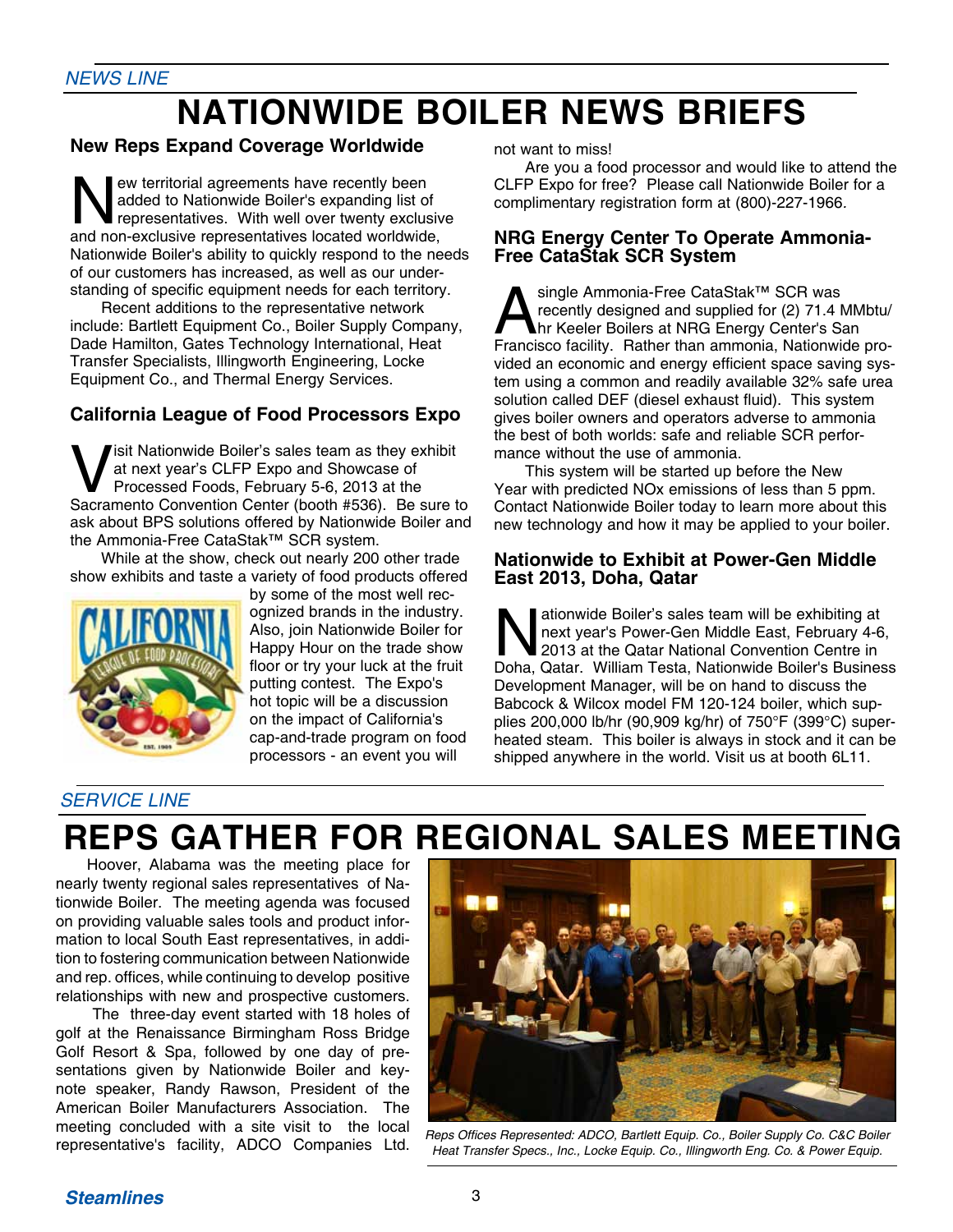*NEWS LINE*

# NATIONWIDE BOILER NEWS BRIEFS

### New Reps Expand Coverage Worldwide

New territorial agreements have recently been added to Nationwide Boiler's expanding list of representatives. With well over twenty exclusive and non-exclusive representatives located worldwide, Nationwide Boiler's ability to quickly respond to the needs of our customers has increased, as well as our understanding of specific equipment needs for each territory.

Recent additions to the representative network include: Bartlett Equipment Co., Boiler Supply Company, Dade Hamilton, Gates Technology International, Heat Transfer Specialists, Illingworth Engineering, Locke Equipment Co., and Thermal Energy Services.

### California League of Food Processors Expo

Visit Nationwide Boiler's sales team as they exhibit at next year's CLFP Expo and Showcase of Processed Foods, February 5-6, 2013 at the Sacramento Convention Center (booth #536). Be sure to ask about BPS solutions offered by Nationwide Boiler and the Ammonia-Free CataStak™ SCR system.

While at the show, check out nearly 200 other trade show exhibits and taste a variety of food products offered by some of the most well recognized brands in the industry. Also, join Nationwide Boiler for Happy Hour on the trade show floor or try your luck at the fruit putting contest. The Expo's hot topic will be a discussion on the impact of California's cap-and-trade program on food processors - an event you will not want to miss!

Are you a food processor and would like to attend the CLFP Expo for free? Please call Nationwide Boiler for a complimentary registration form at (800)-227-1966.

### NRG Energy Center To Operate Ammonia-Free CataStak SCR System

A single Ammonia-Free CataStak™ SCR was recently designed and supplied for (2) 71.4 MMbtu/hr Keeler Boilers at NRG Energy Center's San Francisco facility. Rather than ammonia, Nationwide provided an economic and energy efficient space saving system using a common and readily available 32% safe urea solution called DEF (diesel exhaust fluid). This system gives boiler owners and operators adverse to ammonia the best of both worlds: safe and reliable SCR performance without the use of ammonia.

This system will be started up before the New Year with predicted NOx emissions of less than 5 ppm. Contact Nationwide Boiler today to learn more about this new technology and how it may be applied to your boiler.

### Nationwide to Exhibit at Power-Gen Middle East 2013, Doha, Qatar

Nationwide Boiler's sales team will be exhibiting at next year's Power-Gen Middle East, February 4-6, 2013 at the Qatar National Convention Centre in Doha, Qatar. William Testa, Nationwide Boiler's Business Development Manager, will be on hand to discuss the Babcock & Wilcox model FM 120-124 boiler, which supplies 200,000 lb/hr (90,909 kg/hr) of 750°F (399°C) superheated steam. This boiler is always in stock and it can be shipped anywhere in the world. Visit us at booth 6L11.

*SERVICE LINE*

# REPS GATHER FOR REGIONAL SALES MEETING

Hoover, Alabama was the meeting place for nearly twenty regional sales representatives of Nationwide Boiler. The meeting agenda was focused on providing valuable sales tools and product information to local South East representatives, in addition to fostering communication between Nationwide and rep. offices, while continuing to develop positive relationships with new and prospective customers.

The three-day event started with 18 holes of golf at the Renaissance Birmingham Ross Bridge Golf Resort & Spa, followed by one day of presentations given by Nationwide Boiler and keynote speaker, Randy Rawson, President of the American Boiler Manufacturers Association. The meeting concluded with a site visit to the local representative's facility, ADCO Companies Ltd.

*Reps Offices Represented: ADCO, Bartlett Equip. Co., Boiler Supply Co. C&C Boiler Heat Transfer Specs., Inc., Locke Equip. Co., Illingworth Eng. Co. & Power Equip.*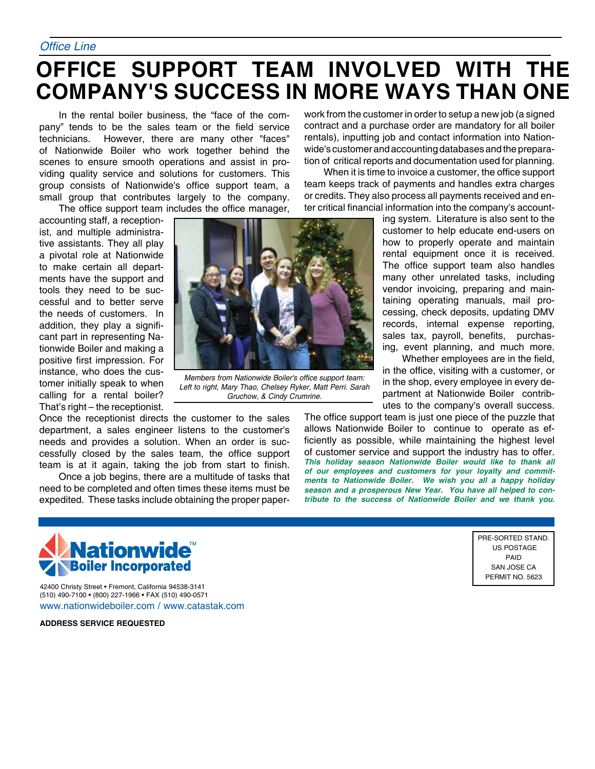*Office Line*

# OFFICE SUPPORT TEAM INVOLVED WITH THE COMPANY'S SUCCESS IN MORE WAYS THAN ONE

In the rental boiler business, the "face of the company" tends to be the sales team or the field service technicians. However, there are many other "faces" of Nationwide Boiler who work together behind the scenes to ensure smooth operations and assist in providing quality service and solutions for customers. This group consists of Nationwide's office support team, a small group that contributes largely to the company.

The office support team includes the office manager, accounting staff, a receptionist, and multiple administrative assistants. They all play a pivotal role at Nationwide to make certain all departments have the support and tools they need to be successful and to better serve the needs of customers. In addition, they play a significant part in representing Nationwide Boiler and making a positive first impression. For instance, who does the customer initially speak to when calling for a rental boiler? That's right – the receptionist. Once the receptionist directs the customer to the sales department, a sales engineer listens to the customer's needs and provides a solution. When an order is successfully closed by the sales team, the office support team is at it again, taking the job from start to finish.

*Members from Nationwide Boiler's office support team: Left to right, Mary Thao, Chelsey Ryker, Matt Perri. Sarah Gruchow, & Cindy Crumrine.*

Once a job begins, there are a multitude of tasks that need to be completed and often times these items must be expedited. These tasks include obtaining the proper paperwork from the customer in order to setup a new job (a signed contract and a purchase order are mandatory for all boiler rentals), inputting job and contact information into Nationwide's customer and accounting databases and the preparation of critical reports and documentation used for planning.

When it is time to invoice a customer, the office support team keeps track of payments and handles extra charges or credits. They also process all payments received and enter critical financial information into the company's accounting system. Literature is also sent to the customer to help educate end-users on how to properly operate and maintain rental equipment once it is received. The office support team also handles many other unrelated tasks, including vendor invoicing, preparing and maintaining operating manuals, mail processing, check deposits, updating DMV records, internal expense reporting, sales tax, payroll, benefits, purchasing, event planning, and much more.

Whether employees are in the field, in the office, visiting with a customer, or in the shop, every employee in every department at Nationwide Boiler contributes to the company's overall success. The office support team is just one piece of the puzzle that allows Nationwide Boiler to continue to operate as efficiently as possible, while maintaining the highest level of customer service and support the industry has to offer.

***This holiday season Nationwide Boiler would like to thank all of our employees and customers for your loyalty and commitments to Nationwide Boiler. We wish you all a happy holiday season and a prosperous New Year. You have all helped to contribute to the success of Nationwide Boiler and we thank you.***

**Nationwide™ Boiler Incorporated**

42400 Christy Street • Fremont, California 94538-3141
(510) 490-7100 • (800) 227-1966 • FAX (510) 490-0571
www.nationwideboiler.com / www.catastak.com

**ADDRESS SERVICE REQUESTED**

PRE-SORTED STAND.
US POSTAGE
PAID
SAN JOSE CA
PERMIT NO. 5623